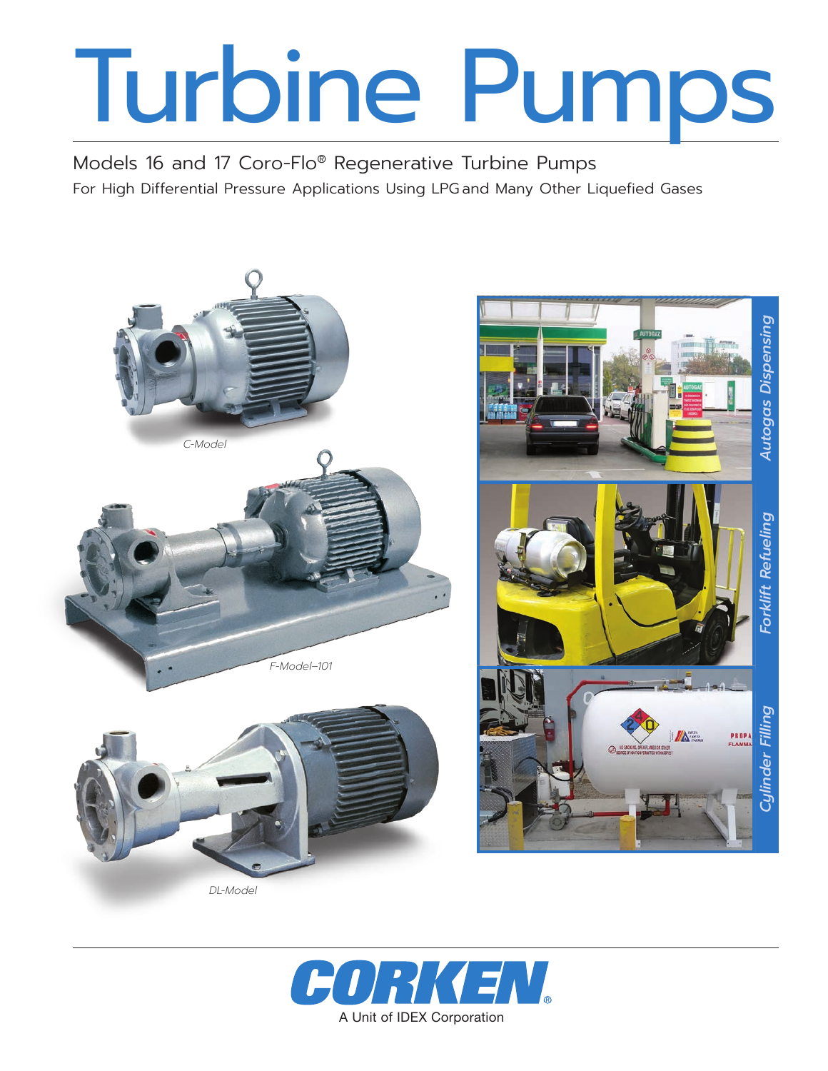# Turbine Pumps

## Models 16 and 17 Coro-Flo® Regenerative Turbine Pumps

For High Differential Pressure Applications Using LPG and Many Other Liquefied Gases

*C-Model*

*F-Model–101*

*DL-Model*

*Autogas Dispensing*

*Forklift Refueling*

*Cylinder Filling*

**CORKEN®**

A Unit of IDEX Corporation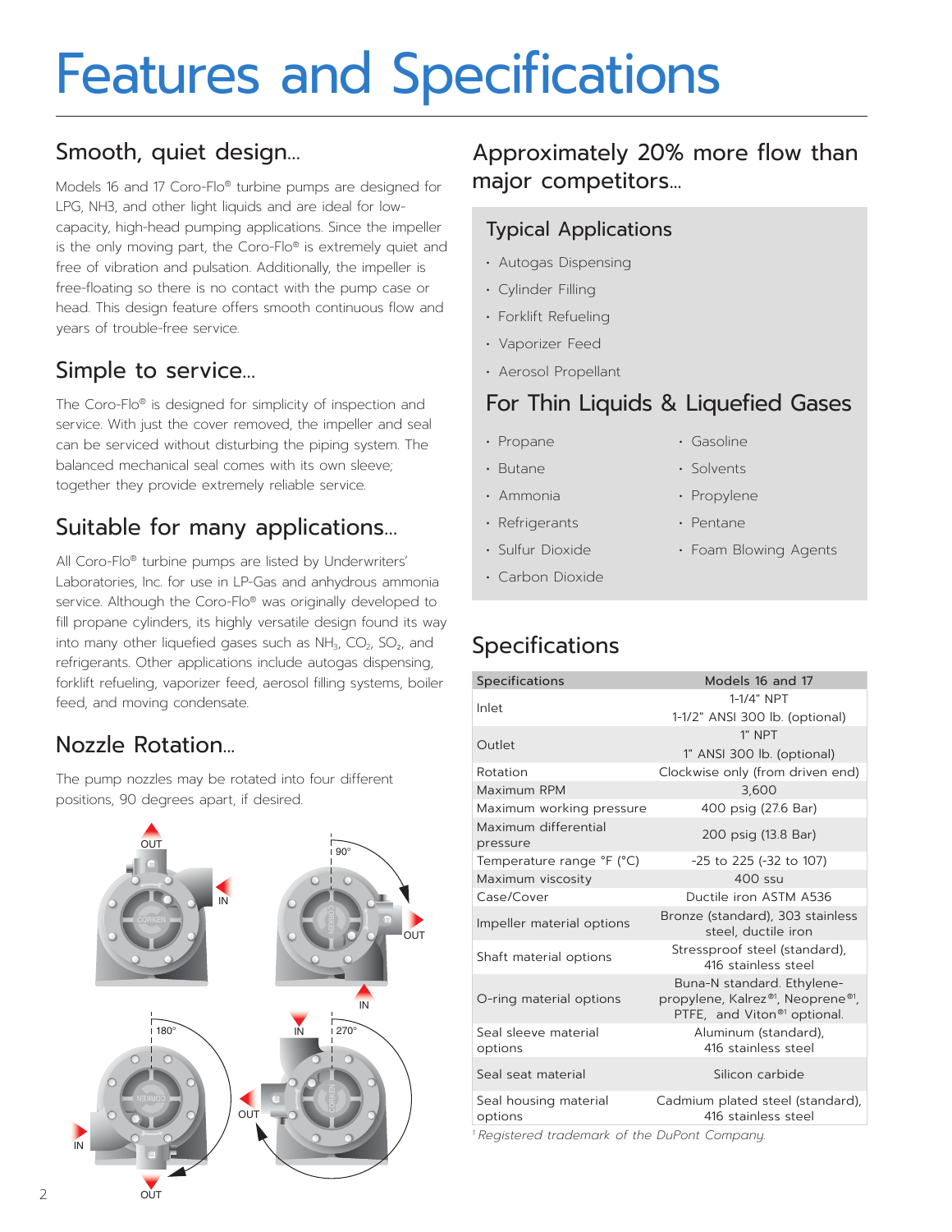# Features and Specifications

## Smooth, quiet design...

Models 16 and 17 Coro-Flo® turbine pumps are designed for LPG, NH3, and other light liquids and are ideal for low-capacity, high-head pumping applications. Since the impeller is the only moving part, the Coro-Flo® is extremely quiet and free of vibration and pulsation. Additionally, the impeller is free-floating so there is no contact with the pump case or head. This design feature offers smooth continuous flow and years of trouble-free service.

## Simple to service...

The Coro-Flo® is designed for simplicity of inspection and service. With just the cover removed, the impeller and seal can be serviced without disturbing the piping system. The balanced mechanical seal comes with its own sleeve; together they provide extremely reliable service.

## Suitable for many applications...

All Coro-Flo® turbine pumps are listed by Underwriters' Laboratories, Inc. for use in LP-Gas and anhydrous ammonia service. Although the Coro-Flo® was originally developed to fill propane cylinders, its highly versatile design found its way into many other liquefied gases such as $NH_3$, $CO_2$, $SO_2$, and refrigerants. Other applications include autogas dispensing, forklift refueling, vaporizer feed, aerosol filling systems, boiler feed, and moving condensate.

## Nozzle Rotation...

The pump nozzles may be rotated into four different positions, 90 degrees apart, if desired.

## Approximately 20% more flow than major competitors...

### Typical Applications

- Autogas Dispensing
- Cylinder Filling
- Forklift Refueling
- Vaporizer Feed
- Aerosol Propellant

### For Thin Liquids & Liquefied Gases

- Propane
- Butane
- Ammonia
- Refrigerants
- Sulfur Dioxide
- Carbon Dioxide
- Gasoline
- Solvents
- Propylene
- Pentane
- Foam Blowing Agents

## Specifications

| Specifications | Models 16 and 17 |
|---|---|
| Inlet | 1-1/4" NPT<br>1-1/2" ANSI 300 lb. (optional) |
| Outlet | 1" NPT<br>1" ANSI 300 lb. (optional) |
| Rotation | Clockwise only (from driven end) |
| Maximum RPM | 3,600 |
| Maximum working pressure | 400 psig (27.6 Bar) |
| Maximum differential pressure | 200 psig (13.8 Bar) |
| Temperature range °F (°C) | -25 to 225 (-32 to 107) |
| Maximum viscosity | 400 ssu |
| Case/Cover | Ductile iron ASTM A536 |
| Impeller material options | Bronze (standard), 303 stainless steel, ductile iron |
| Shaft material options | Stressproof steel (standard), 416 stainless steel |
| O-ring material options | Buna-N standard. Ethylene-propylene, Kalrez®[1], Neoprene®[1], PTFE, and Viton®[1] optional. |
| Seal sleeve material options | Aluminum (standard), 416 stainless steel |
| Seal seat material | Silicon carbide |
| Seal housing material options | Cadmium plated steel (standard), 416 stainless steel |

[1] *Registered trademark of the DuPont Company.*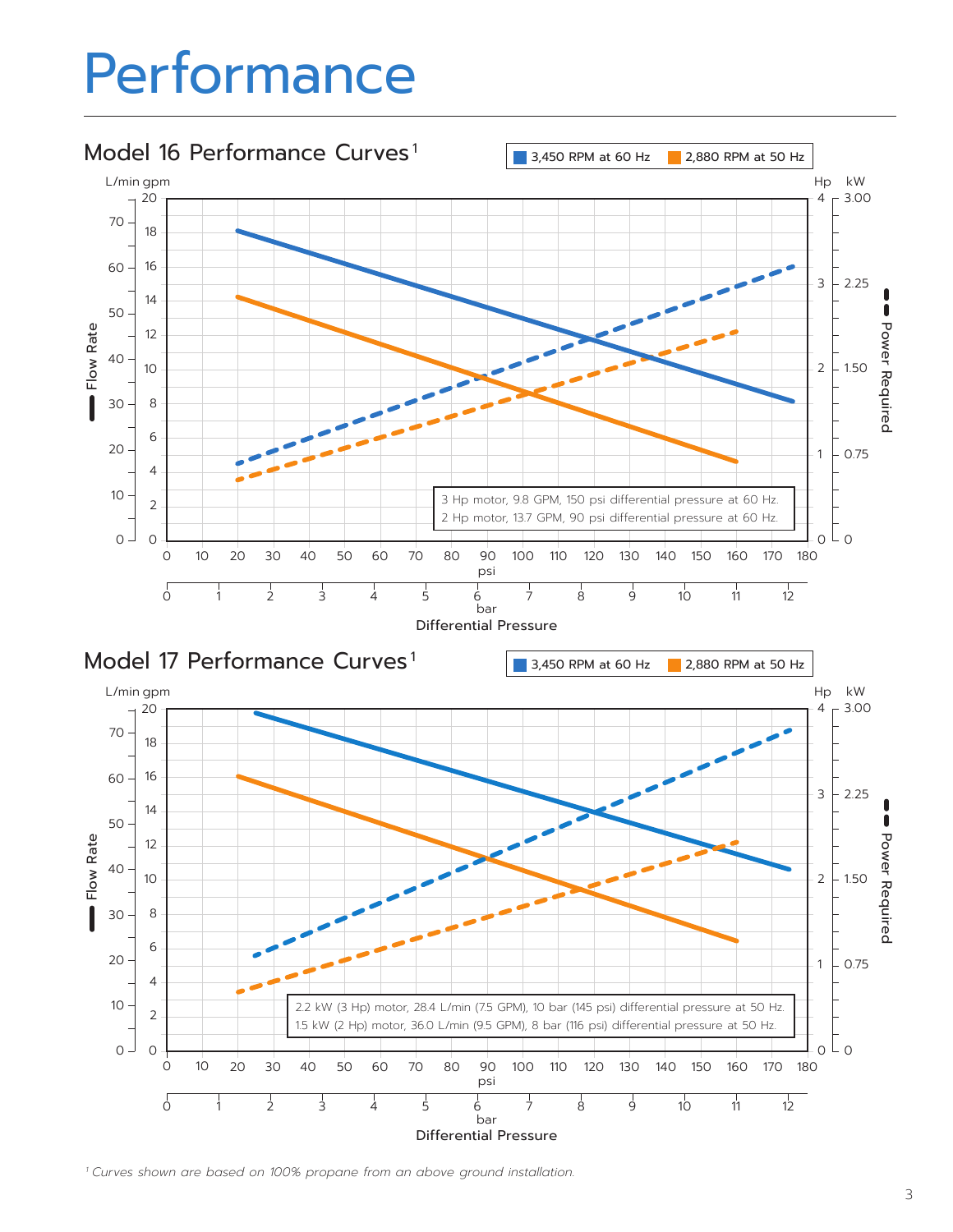# Performance

## Model 16 Performance Curves[1]

3,450 RPM at 60 Hz | 2,880 RPM at 50 Hz

Flow Rate (L/min, gpm) — Power Required (Hp, kW)

Differential Pressure (psi, bar)

3 Hp motor, 9.8 GPM, 150 psi differential pressure at 60 Hz.
2 Hp motor, 13.7 GPM, 90 psi differential pressure at 60 Hz.

## Model 17 Performance Curves[1]

3,450 RPM at 60 Hz | 2,880 RPM at 50 Hz

Flow Rate (L/min, gpm) — Power Required (Hp, kW)

Differential Pressure (psi, bar)

2.2 kW (3 Hp) motor, 28.4 L/min (7.5 GPM), 10 bar (145 psi) differential pressure at 50 Hz.
1.5 kW (2 Hp) motor, 36.0 L/min (9.5 GPM), 8 bar (116 psi) differential pressure at 50 Hz.

*[1] Curves shown are based on 100% propane from an above ground installation.*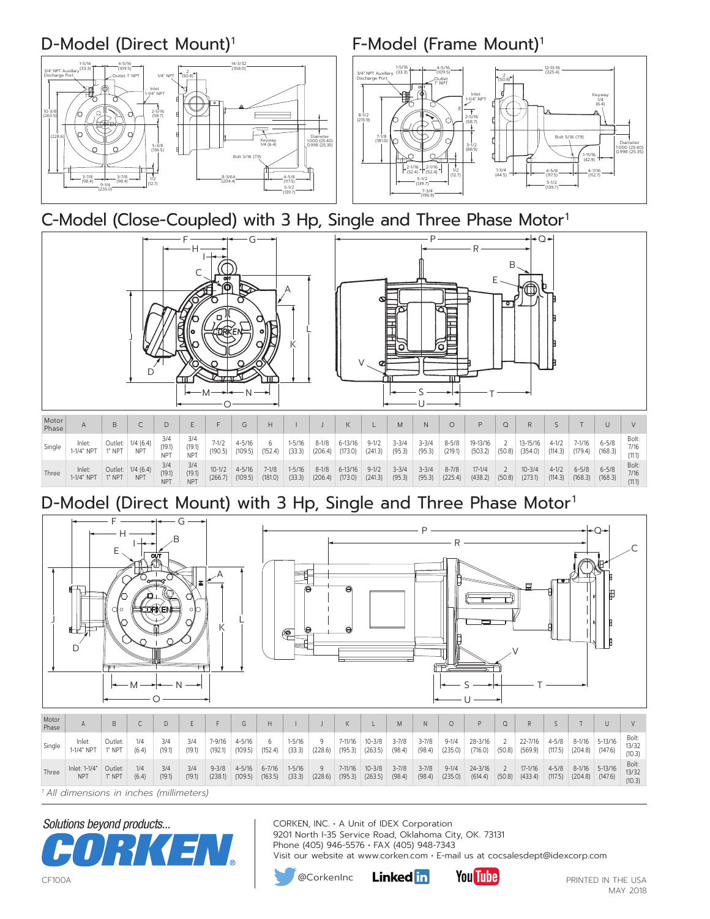## D-Model (Direct Mount)[1]

## F-Model (Frame Mount)[1]

## C-Model (Close-Coupled) with 3 Hp, Single and Three Phase Motor[1]

| Motor Phase | A | B | C | D | E | F | G | H | I | J | K | L | M | N | O | P | Q | R | S | T | U | V |
|---|---|---|---|---|---|---|---|---|---|---|---|---|---|---|---|---|---|---|---|---|---|---|
| Single | Inlet: 1-1/4" NPT | Outlet: 1" NPT | 1/4 (6.4) NPT | 3/4 (19.1) NPT | 3/4 (19.1) NPT | 7-1/2 (190.5) | 4-5/16 (109.5) | 6 (152.4) | 1-5/16 (33.3) | 8-1/8 (206.4) | 6-13/16 (173.0) | 9-1/2 (241.3) | 3-3/4 (95.3) | 3-3/4 (95.3) | 8-5/8 (219.1) | 19-13/16 (503.2) | 2 (50.8) | 13-15/16 (354.0) | 4-1/2 (114.3) | 7-1/16 (179.4) | 6-5/8 (168.3) | Bolt: 7/16 (11.1) |
| Three | Inlet: 1-1/4" NPT | Outlet: 1" NPT | 1/4 (6.4) NPT | 3/4 (19.1) NPT | 3/4 (19.1) NPT | 10-1/2 (266.7) | 4-5/16 (109.5) | 7-1/8 (181.0) | 1-5/16 (33.3) | 8-1/8 (206.4) | 6-13/16 (173.0) | 9-1/2 (241.3) | 3-3/4 (95.3) | 3-3/4 (95.3) | 8-7/8 (225.4) | 17-1/4 (438.2) | 2 (50.8) | 10-3/4 (273.1) | 4-1/2 (114.3) | 6-5/8 (168.3) | 6-5/8 (168.3) | Bolt: 7/16 (11.1) |

## D-Model (Direct Mount) with 3 Hp, Single and Three Phase Motor[1]

| Motor Phase | A | B | C | D | E | F | G | H | I | J | K | L | M | N | O | P | Q | R | S | T | U | V |
|---|---|---|---|---|---|---|---|---|---|---|---|---|---|---|---|---|---|---|---|---|---|---|
| Single | Inlet: 1-1/4" NPT | Outlet: 1" NPT | 1/4 (6.4) | 3/4 (19.1) | 3/4 (19.1) | 7-9/16 (192.1) | 4-5/16 (109.5) | 6 (152.4) | 1-5/16 (33.3) | 9 (228.6) | 7-11/16 (195.3) | 10-3/8 (263.5) | 3-7/8 (98.4) | 3-7/8 (98.4) | 9-1/4 (235.0) | 28-3/16 (716.0) | 2 (50.8) | 22-7/16 (569.9) | 4-5/8 (117.5) | 8-1/16 (204.8) | 5-13/16 (147.6) | Bolt: 13/32 (10.3) |
| Three | Inlet: 1-1/4" NPT | Outlet: 1" NPT | 1/4 (6.4) | 3/4 (19.1) | 3/4 (19.1) | 9-3/8 (238.1) | 4-5/16 (109.5) | 6-7/16 (163.5) | 1-5/16 (33.3) | 9 (228.6) | 7-11/16 (195.3) | 10-3/8 (263.5) | 3-7/8 (98.4) | 3-7/8 (98.4) | 9-1/4 (235.0) | 24-3/16 (614.4) | 2 (50.8) | 17-1/16 (433.4) | 4-5/8 (117.5) | 8-1/16 (204.8) | 5-13/16 (147.6) | Bolt: 13/32 (10.3) |

[1] *All dimensions in inches (millimeters)*

*Solutions beyond products...*

CORKEN

CF100A

CORKEN, INC. • A Unit of IDEX Corporation
9201 North I-35 Service Road, Oklahoma City, OK. 73131
Phone (405) 946-5576 • FAX (405) 948-7343
Visit our website at www.corken.com • E-mail us at cocsalesdept@idexcorp.com

@CorkenInc LinkedIn YouTube

PRINTED IN THE USA
MAY 2018